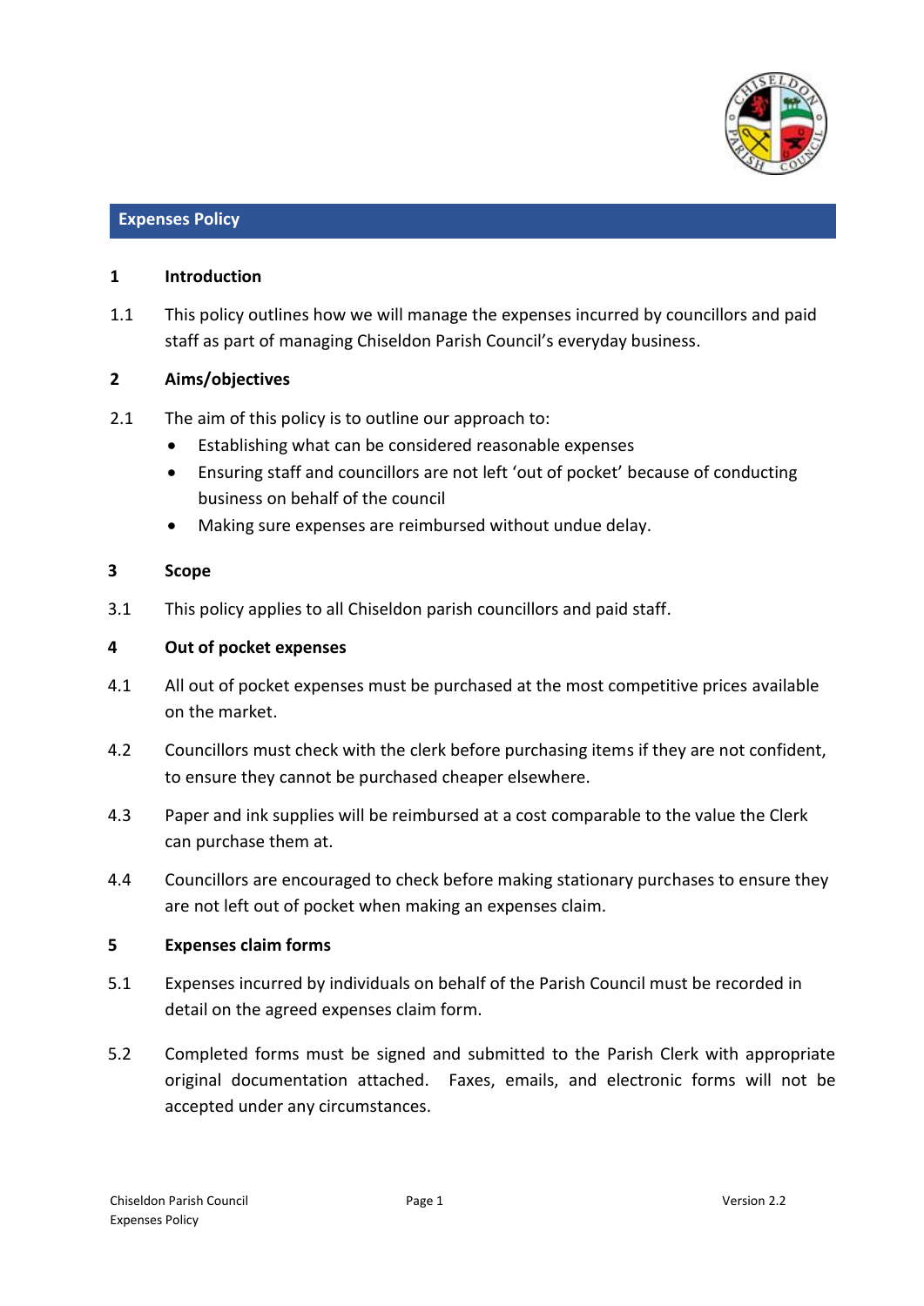# Expenses Policy

## 1 Introduction

1.1 This policy outlines how we will manage the expenses incurred by councillors and paid staff as part of managing Chiseldon Parish Council's everyday business.

## 2 Aims/objectives

2.1 The aim of this policy is to outline our approach to:

- Establishing what can be considered reasonable expenses
- Ensuring staff and councillors are not left 'out of pocket' because of conducting business on behalf of the council
- Making sure expenses are reimbursed without undue delay.

## 3 Scope

3.1 This policy applies to all Chiseldon parish councillors and paid staff.

## 4 Out of pocket expenses

4.1 All out of pocket expenses must be purchased at the most competitive prices available on the market.

4.2 Councillors must check with the clerk before purchasing items if they are not confident, to ensure they cannot be purchased cheaper elsewhere.

4.3 Paper and ink supplies will be reimbursed at a cost comparable to the value the Clerk can purchase them at.

4.4 Councillors are encouraged to check before making stationary purchases to ensure they are not left out of pocket when making an expenses claim.

## 5 Expenses claim forms

5.1 Expenses incurred by individuals on behalf of the Parish Council must be recorded in detail on the agreed expenses claim form.

5.2 Completed forms must be signed and submitted to the Parish Clerk with appropriate original documentation attached. Faxes, emails, and electronic forms will not be accepted under any circumstances.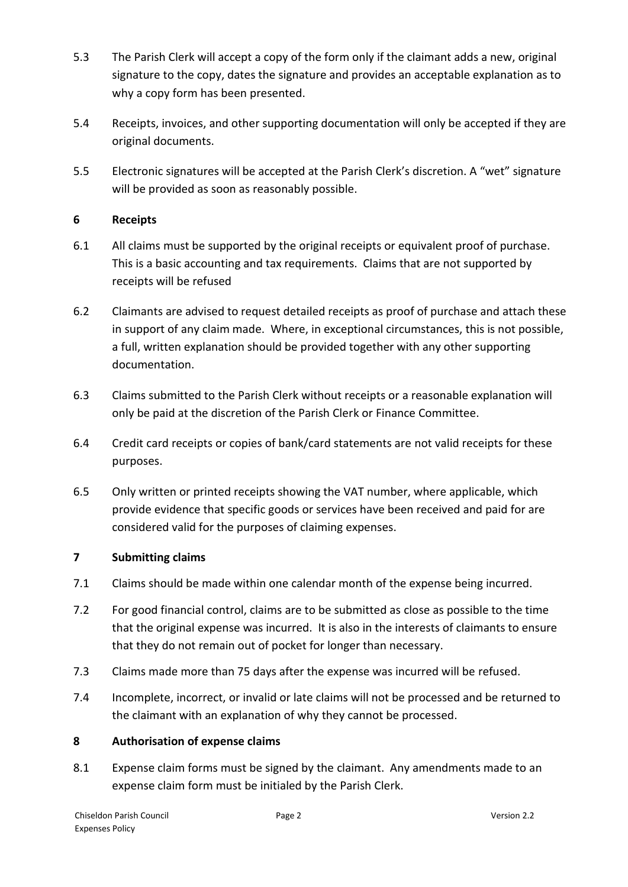5.3 The Parish Clerk will accept a copy of the form only if the claimant adds a new, original signature to the copy, dates the signature and provides an acceptable explanation as to why a copy form has been presented.

5.4 Receipts, invoices, and other supporting documentation will only be accepted if they are original documents.

5.5 Electronic signatures will be accepted at the Parish Clerk's discretion. A "wet" signature will be provided as soon as reasonably possible.

## 6 Receipts

6.1 All claims must be supported by the original receipts or equivalent proof of purchase. This is a basic accounting and tax requirements. Claims that are not supported by receipts will be refused

6.2 Claimants are advised to request detailed receipts as proof of purchase and attach these in support of any claim made. Where, in exceptional circumstances, this is not possible, a full, written explanation should be provided together with any other supporting documentation.

6.3 Claims submitted to the Parish Clerk without receipts or a reasonable explanation will only be paid at the discretion of the Parish Clerk or Finance Committee.

6.4 Credit card receipts or copies of bank/card statements are not valid receipts for these purposes.

6.5 Only written or printed receipts showing the VAT number, where applicable, which provide evidence that specific goods or services have been received and paid for are considered valid for the purposes of claiming expenses.

## 7 Submitting claims

7.1 Claims should be made within one calendar month of the expense being incurred.

7.2 For good financial control, claims are to be submitted as close as possible to the time that the original expense was incurred. It is also in the interests of claimants to ensure that they do not remain out of pocket for longer than necessary.

7.3 Claims made more than 75 days after the expense was incurred will be refused.

7.4 Incomplete, incorrect, or invalid or late claims will not be processed and be returned to the claimant with an explanation of why they cannot be processed.

## 8 Authorisation of expense claims

8.1 Expense claim forms must be signed by the claimant. Any amendments made to an expense claim form must be initialed by the Parish Clerk.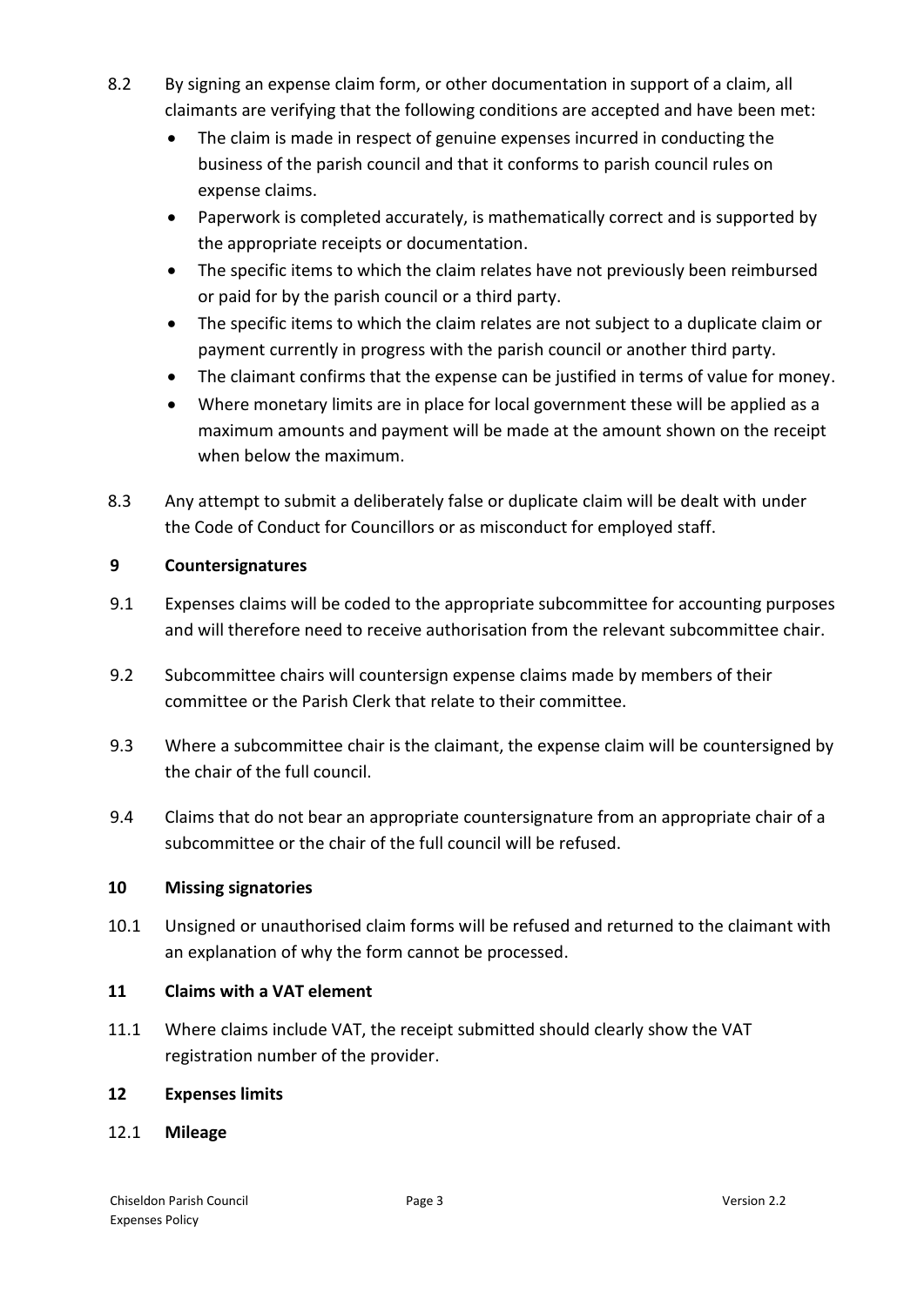8.2 By signing an expense claim form, or other documentation in support of a claim, all claimants are verifying that the following conditions are accepted and have been met:

- The claim is made in respect of genuine expenses incurred in conducting the business of the parish council and that it conforms to parish council rules on expense claims.
- Paperwork is completed accurately, is mathematically correct and is supported by the appropriate receipts or documentation.
- The specific items to which the claim relates have not previously been reimbursed or paid for by the parish council or a third party.
- The specific items to which the claim relates are not subject to a duplicate claim or payment currently in progress with the parish council or another third party.
- The claimant confirms that the expense can be justified in terms of value for money.
- Where monetary limits are in place for local government these will be applied as a maximum amounts and payment will be made at the amount shown on the receipt when below the maximum.

8.3 Any attempt to submit a deliberately false or duplicate claim will be dealt with under the Code of Conduct for Councillors or as misconduct for employed staff.

## 9 Countersignatures

9.1 Expenses claims will be coded to the appropriate subcommittee for accounting purposes and will therefore need to receive authorisation from the relevant subcommittee chair.

9.2 Subcommittee chairs will countersign expense claims made by members of their committee or the Parish Clerk that relate to their committee.

9.3 Where a subcommittee chair is the claimant, the expense claim will be countersigned by the chair of the full council.

9.4 Claims that do not bear an appropriate countersignature from an appropriate chair of a subcommittee or the chair of the full council will be refused.

## 10 Missing signatories

10.1 Unsigned or unauthorised claim forms will be refused and returned to the claimant with an explanation of why the form cannot be processed.

## 11 Claims with a VAT element

11.1 Where claims include VAT, the receipt submitted should clearly show the VAT registration number of the provider.

## 12 Expenses limits

### 12.1 Mileage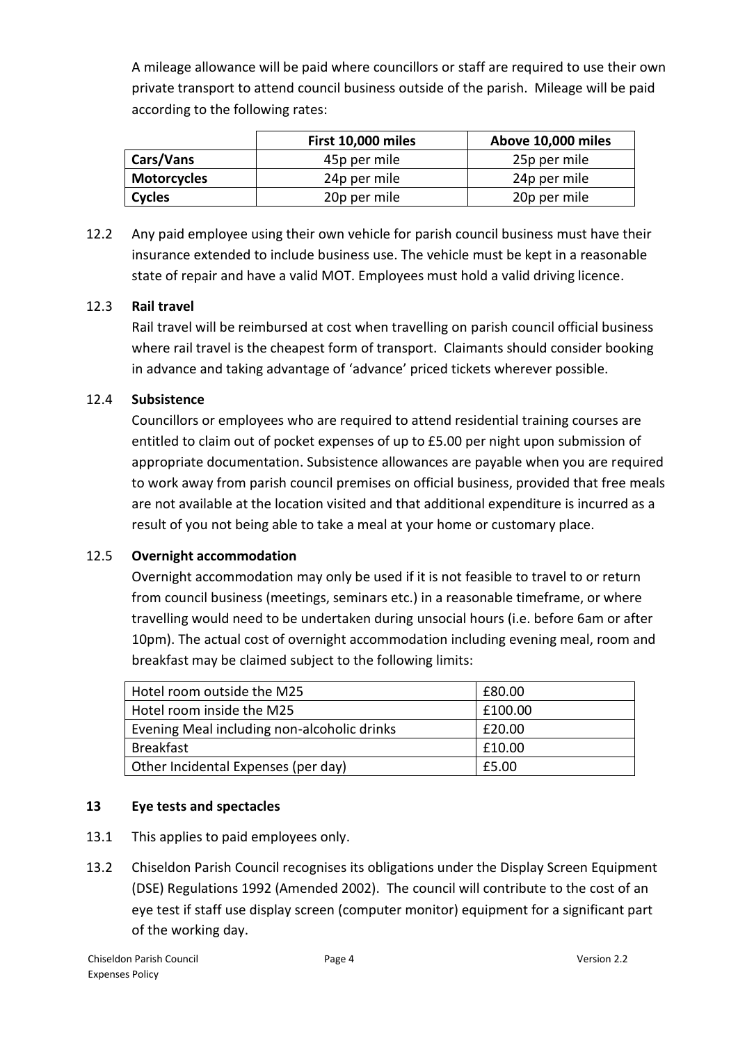A mileage allowance will be paid where councillors or staff are required to use their own private transport to attend council business outside of the parish. Mileage will be paid according to the following rates:

| | First 10,000 miles | Above 10,000 miles |
|---|---|---|
| **Cars/Vans** | 45p per mile | 25p per mile |
| **Motorcycles** | 24p per mile | 24p per mile |
| **Cycles** | 20p per mile | 20p per mile |

12.2 Any paid employee using their own vehicle for parish council business must have their insurance extended to include business use. The vehicle must be kept in a reasonable state of repair and have a valid MOT. Employees must hold a valid driving licence.

12.3 **Rail travel**

Rail travel will be reimbursed at cost when travelling on parish council official business where rail travel is the cheapest form of transport. Claimants should consider booking in advance and taking advantage of 'advance' priced tickets wherever possible.

12.4 **Subsistence**

Councillors or employees who are required to attend residential training courses are entitled to claim out of pocket expenses of up to £5.00 per night upon submission of appropriate documentation. Subsistence allowances are payable when you are required to work away from parish council premises on official business, provided that free meals are not available at the location visited and that additional expenditure is incurred as a result of you not being able to take a meal at your home or customary place.

12.5 **Overnight accommodation**

Overnight accommodation may only be used if it is not feasible to travel to or return from council business (meetings, seminars etc.) in a reasonable timeframe, or where travelling would need to be undertaken during unsocial hours (i.e. before 6am or after 10pm). The actual cost of overnight accommodation including evening meal, room and breakfast may be claimed subject to the following limits:

| | |
|---|---|
| Hotel room outside the M25 | £80.00 |
| Hotel room inside the M25 | £100.00 |
| Evening Meal including non-alcoholic drinks | £20.00 |
| Breakfast | £10.00 |
| Other Incidental Expenses (per day) | £5.00 |

## 13 Eye tests and spectacles

13.1 This applies to paid employees only.

13.2 Chiseldon Parish Council recognises its obligations under the Display Screen Equipment (DSE) Regulations 1992 (Amended 2002). The council will contribute to the cost of an eye test if staff use display screen (computer monitor) equipment for a significant part of the working day.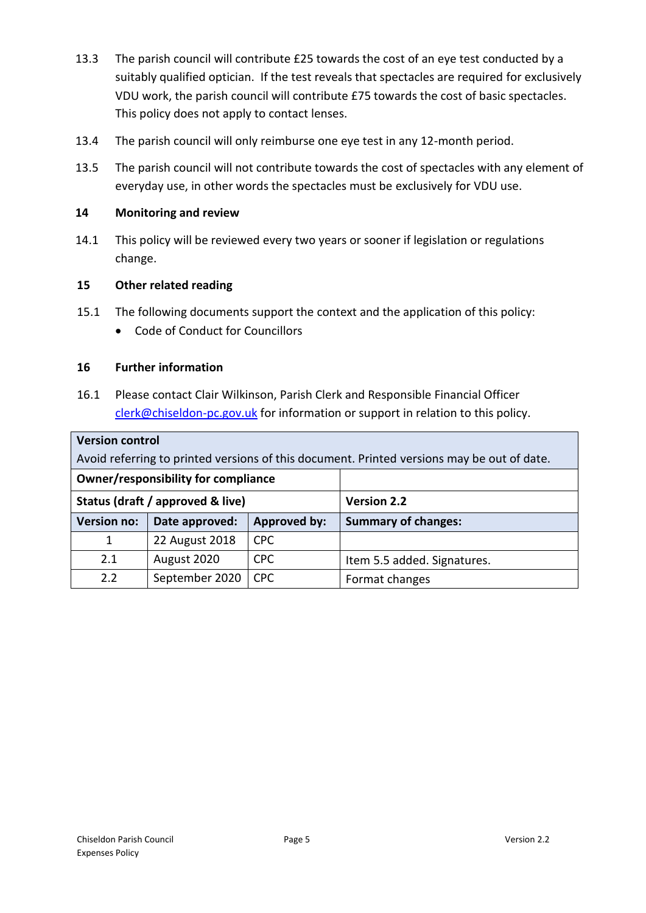13.3 The parish council will contribute £25 towards the cost of an eye test conducted by a suitably qualified optician. If the test reveals that spectacles are required for exclusively VDU work, the parish council will contribute £75 towards the cost of basic spectacles. This policy does not apply to contact lenses.

13.4 The parish council will only reimburse one eye test in any 12-month period.

13.5 The parish council will not contribute towards the cost of spectacles with any element of everyday use, in other words the spectacles must be exclusively for VDU use.

## 14 Monitoring and review

14.1 This policy will be reviewed every two years or sooner if legislation or regulations change.

## 15 Other related reading

15.1 The following documents support the context and the application of this policy:

- Code of Conduct for Councillors

## 16 Further information

16.1 Please contact Clair Wilkinson, Parish Clerk and Responsible Financial Officer clerk@chiseldon-pc.gov.uk for information or support in relation to this policy.

| Version control<br>Avoid referring to printed versions of this document. Printed versions may be out of date. | | | |
|---|---|---|---|
| Owner/responsibility for compliance | | | |
| Status (draft / approved & live) | | | Version 2.2 |
| **Version no:** | **Date approved:** | **Approved by:** | **Summary of changes:** |
| 1 | 22 August 2018 | CPC | |
| 2.1 | August 2020 | CPC | Item 5.5 added. Signatures. |
| 2.2 | September 2020 | CPC | Format changes |